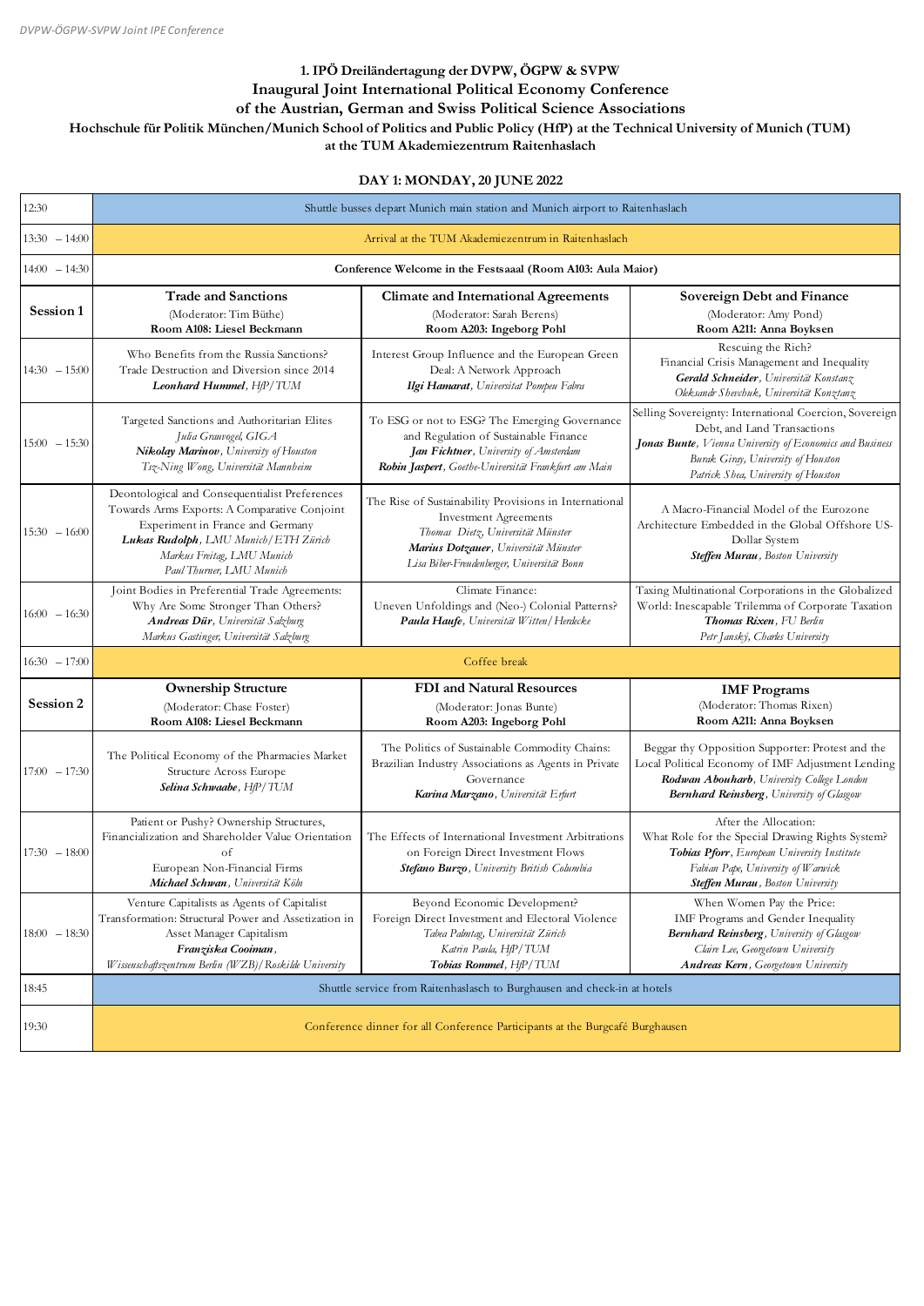# 1. IPÖ Dreiländertagung der DVPW, ÖGPW & SVPW
## Inaugural Joint International Political Economy Conference of the Austrian, German and Swiss Political Science Associations
### Hochschule für Politik München/Munich School of Politics and Public Policy (HfP) at the Technical University of Munich (TUM) at the TUM Akademiezentrum Raitenhaslach

## DAY 1: MONDAY, 20 JUNE 2022

| Time | | | |
|---|---|---|---|
| 12:30 | Shuttle busses depart Munich main station and Munich airport to Raitenhaslach | | |
| 13:30 – 14:00 | Arrival at the TUM Akademiezentrum in Raitenhaslach | | |
| 14:00 – 14:30 | **Conference Welcome in the Festsaaal (Room A103: Aula Maior)** | | |
| **Session 1** | **Trade and Sanctions**<br>(Moderator: Tim Büthe)<br>**Room A108: Liesel Beckmann** | **Climate and International Agreements**<br>(Moderator: Sarah Berens)<br>**Room A203: Ingeborg Pohl** | **Sovereign Debt and Finance**<br>(Moderator: Amy Pond)<br>**Room A211: Anna Boyksen** |
| 14:30 – 15:00 | Who Benefits from the Russia Sanctions? Trade Destruction and Diversion since 2014<br>***Leonhard Hummel**, HfP/TUM* | Interest Group Influence and the European Green Deal: A Network Approach<br>***Ilgi Hamarat**, Universitat Pompeu Fabra* | Rescuing the Rich? Financial Crisis Management and Inequality<br>***Gerald Schneider**, Universität Konstanz*<br>*Oleksandr Shevchuk, Universität Konztanz* |
| 15:00 – 15:30 | Targeted Sanctions and Authoritarian Elites<br>*Julia Grauvogel, GIGA*<br>***Nikolay Marinov**, University of Houston*<br>*Tzu-Ning Wong, Universität Mannheim* | To ESG or not to ESG? The Emerging Governance and Regulation of Sustainable Finance<br>***Jan Fichtner**, University of Amsterdam*<br>***Robin Jaspert**, Goethe-Universität Frankfurt am Main* | Selling Sovereignty: International Coercion, Sovereign Debt, and Land Transactions<br>***Jonas Bunte**, Vienna University of Economics and Business*<br>*Burak Giray, University of Houston*<br>*Patrick Shea, University of Houston* |
| 15:30 – 16:00 | Deontological and Consequentialist Preferences Towards Arms Exports: A Comparative Conjoint Experiment in France and Germany<br>***Lukas Rudolph**, LMU Munich/ETH Zürich*<br>*Markus Freitag, LMU Munich*<br>*Paul Thurner, LMU Munich* | The Rise of Sustainability Provisions in International Investment Agreements<br>*Thomas Dietz, Universität Münster*<br>***Marius Dotzauer**, Universität Münster*<br>*Lisa Biber-Freudenberger, Universität Bonn* | A Macro-Financial Model of the Eurozone Architecture Embedded in the Global Offshore US-Dollar System<br>***Steffen Murau**, Boston University* |
| 16:00 – 16:30 | Joint Bodies in Preferential Trade Agreements: Why Are Some Stronger Than Others?<br>***Andreas Dür**, Universität Salzburg*<br>*Markus Gastinger, Universität Salzburg* | Climate Finance: Uneven Unfoldings and (Neo-) Colonial Patterns?<br>***Paula Haufe**, Universität Witten/Herdecke* | Taxing Multinational Corporations in the Globalized World: Inescapable Trilemma of Corporate Taxation<br>***Thomas Rixen**, FU Berlin*<br>*Petr Janský, Charles University* |
| 16:30 – 17:00 | Coffee break | | |
| **Session 2** | **Ownership Structure**<br>(Moderator: Chase Foster)<br>**Room A108: Liesel Beckmann** | **FDI and Natural Resources**<br>(Moderator: Jonas Bunte)<br>**Room A203: Ingeborg Pohl** | **IMF Programs**<br>(Moderator: Thomas Rixen)<br>**Room A211: Anna Boyksen** |
| 17:00 – 17:30 | The Political Economy of the Pharmacies Market Structure Across Europe<br>***Selina Schwaabe**, HfP/TUM* | The Politics of Sustainable Commodity Chains: Brazilian Industry Associations as Agents in Private Governance<br>***Karina Marzano**, Universität Erfurt* | Beggar thy Opposition Supporter: Protest and the Local Political Economy of IMF Adjustment Lending<br>***Rodwan Abouharb**, University College London*<br>***Bernhard Reinsberg**, University of Glasgow* |
| 17:30 – 18:00 | Patient or Pushy? Ownership Structures, Financialization and Shareholder Value Orientation of European Non-Financial Firms<br>***Michael Schwan**, Universität Köln* | The Effects of International Investment Arbitrations on Foreign Direct Investment Flows<br>***Stefano Burzo**, University British Columbia* | After the Allocation: What Role for the Special Drawing Rights System?<br>***Tobias Pforr**, European University Institute*<br>*Fabian Pape, University of Warwick*<br>***Steffen Murau**, Boston University* |
| 18:00 – 18:30 | Venture Capitalists as Agents of Capitalist Transformation: Structural Power and Assetization in Asset Manager Capitalism<br>***Franziska Cooiman**, Wissenschaftszentrum Berlin (WZB)/Roskilde University* | Beyond Economic Development? Foreign Direct Investment and Electoral Violence<br>*Tabea Palmtag, Universität Zürich*<br>*Katrin Paula, HfP/TUM*<br>***Tobias Rommel**, HfP/TUM* | When Women Pay the Price: IMF Programs and Gender Inequality<br>***Bernhard Reinsberg**, University of Glasgow*<br>*Claire Lee, Georgetown University*<br>***Andreas Kern**, Georgetown University* |
| 18:45 | Shuttle service from Raitenhaslach to Burghausen and check-in at hotels | | |
| 19:30 | Conference dinner for all Conference Participants at the Burgcafé Burghausen | | |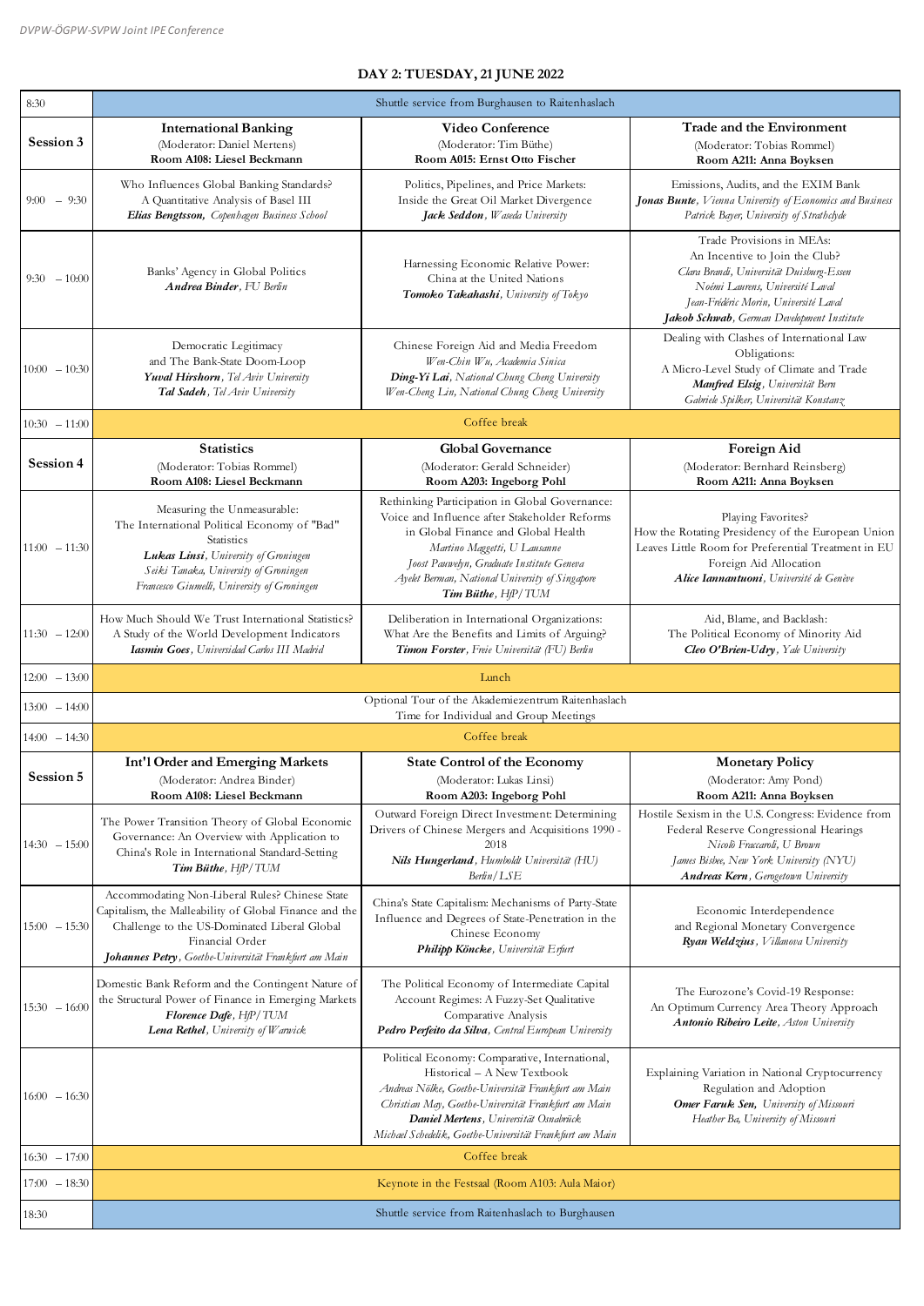## DAY 2: TUESDAY, 21 JUNE 2022

| | | | |
|---|---|---|---|
| 8:30 | Shuttle service from Burghausen to Raitenhaslach | | |
| **Session 3** | **International Banking**<br>(Moderator: Daniel Mertens)<br>**Room A108: Liesel Beckmann** | **Video Conference**<br>(Moderator: Tim Büthe)<br>**Room A015: Ernst Otto Fischer** | **Trade and the Environment**<br>(Moderator: Tobias Rommel)<br>**Room A211: Anna Boyksen** |
| 9:00 – 9:30 | Who Influences Global Banking Standards? A Quantitative Analysis of Basel III<br>***Elias Bengtsson**, Copenhagen Business School* | Politics, Pipelines, and Price Markets: Inside the Great Oil Market Divergence<br>***Jack Seddon**, Waseda University* | Emissions, Audits, and the EXIM Bank<br>***Jonas Bunte**, Vienna University of Economics and Business*<br>*Patrick Bayer, University of Strathclyde* |
| 9:30 – 10:00 | Banks' Agency in Global Politics<br>***Andrea Binder**, FU Berlin* | Harnessing Economic Relative Power: China at the United Nations<br>***Tomoko Takahashi**, University of Tokyo* | Trade Provisions in MEAs: An Incentive to Join the Club?<br>*Clara Brandi, Universität Duisburg-Essen*<br>*Noémi Laurens, Université Laval*<br>*Jean-Frédéric Morin, Université Laval*<br>***Jakob Schwab**, German Development Institute* |
| 10:00 – 10:30 | Democratic Legitimacy and The Bank-State Doom-Loop<br>***Yuval Hirshorn**, Tel Aviv University*<br>***Tal Sadeh**, Tel Aviv University* | Chinese Foreign Aid and Media Freedom<br>*Wen-Chin Wu, Academia Sinica*<br>***Ding-Yi Lai**, National Chung Cheng University*<br>*Wen-Cheng Lin, National Chung Cheng University* | Dealing with Clashes of International Law Obligations: A Micro-Level Study of Climate and Trade<br>***Manfred Elsig**, Universität Bern*<br>*Gabriele Spilker, Universität Konstanz* |
| 10:30 – 11:00 | Coffee break | | |
| **Session 4** | **Statistics**<br>(Moderator: Tobias Rommel)<br>**Room A108: Liesel Beckmann** | **Global Governance**<br>(Moderator: Gerald Schneider)<br>**Room A203: Ingeborg Pohl** | **Foreign Aid**<br>(Moderator: Bernhard Reinsberg)<br>**Room A211: Anna Boyksen** |
| 11:00 – 11:30 | Measuring the Unmeasurable: The International Political Economy of "Bad" Statistics<br>***Lukas Linsi**, University of Groningen*<br>*Seiki Tanaka, University of Groningen*<br>*Francesco Giumelli, University of Groningen* | Rethinking Participation in Global Governance: Voice and Influence after Stakeholder Reforms in Global Finance and Global Health<br>*Martino Maggetti, U Lausanne*<br>*Joost Pauwelyn, Graduate Institute Geneva*<br>*Ayelet Berman, National University of Singapore*<br>***Tim Büthe**, HfP/TUM* | Playing Favorites? How the Rotating Presidency of the European Union Leaves Little Room for Preferential Treatment in EU Foreign Aid Allocation<br>***Alice Iannantuoni**, Université de Genève* |
| 11:30 – 12:00 | How Much Should We Trust International Statistics? A Study of the World Development Indicators<br>***Iasmin Goes**, Universidad Carlos III Madrid* | Deliberation in International Organizations: What Are the Benefits and Limits of Arguing?<br>***Timon Forster**, Freie Universität (FU) Berlin* | Aid, Blame, and Backlash: The Political Economy of Minority Aid<br>***Cleo O'Brien-Udry**, Yale University* |
| 12:00 – 13:00 | Lunch | | |
| 13:00 – 14:00 | Optional Tour of the Akademiezentrum Raitenhaslach<br>Time for Individual and Group Meetings | | |
| 14:00 – 14:30 | Coffee break | | |
| **Session 5** | **Int'l Order and Emerging Markets**<br>(Moderator: Andrea Binder)<br>**Room A108: Liesel Beckmann** | **State Control of the Economy**<br>(Moderator: Lukas Linsi)<br>**Room A203: Ingeborg Pohl** | **Monetary Policy**<br>(Moderator: Amy Pond)<br>**Room A211: Anna Boyksen** |
| 14:30 – 15:00 | The Power Transition Theory of Global Economic Governance: An Overview with Application to China's Role in International Standard-Setting<br>***Tim Büthe**, HfP/TUM* | Outward Foreign Direct Investment: Determining Drivers of Chinese Mergers and Acquisitions 1990 - 2018<br>***Nils Hungerland**, Humboldt Universität (HU) Berlin/LSE* | Hostile Sexism in the U.S. Congress: Evidence from Federal Reserve Congressional Hearings<br>*Nicolò Fraccaroli, U Brown*<br>*James Bisbee, New York University (NYU)*<br>***Andreas Kern**, Gerogetown University* |
| 15:00 – 15:30 | Accommodating Non-Liberal Rules? Chinese State Capitalism, the Malleability of Global Finance and the Challenge to the US-Dominated Liberal Global Financial Order<br>***Johannes Petry**, Goethe-Universität Frankfurt am Main* | China's State Capitalism: Mechanisms of Party-State Influence and Degrees of State-Penetration in the Chinese Economy<br>***Philipp Köncke**, Universität Erfurt* | Economic Interdependence and Regional Monetary Convergence<br>***Ryan Weldzius**, Villanova University* |
| 15:30 – 16:00 | Domestic Bank Reform and the Contingent Nature of the Structural Power of Finance in Emerging Markets<br>***Florence Dafe**, HfP/TUM*<br>***Lena Rethel**, University of Warwick* | The Political Economy of Intermediate Capital Account Regimes: A Fuzzy-Set Qualitative Comparative Analysis<br>***Pedro Perfeito da Silva**, Central European University* | The Eurozone's Covid-19 Response: An Optimum Currency Area Theory Approach<br>***Antonio Ribeiro Leite**, Aston University* |
| 16:00 – 16:30 | | Political Economy: Comparative, International, Historical – A New Textbook<br>*Andreas Nölke, Goethe-Universität Frankfurt am Main*<br>*Christian May, Goethe-Universität Frankfurt am Main*<br>***Daniel Mertens**, Universität Osnabrück*<br>*Michael Schedelik, Goethe-Universität Frankfurt am Main* | Explaining Variation in National Cryptocurrency Regulation and Adoption<br>***Omer Faruk Sen**, University of Missouri*<br>*Heather Ba, University of Missouri* |
| 16:30 – 17:00 | Coffee break | | |
| 17:00 – 18:30 | Keynote in the Festsaal (Room A103: Aula Maior) | | |
| 18:30 | Shuttle service from Raitenhaslach to Burghausen | | |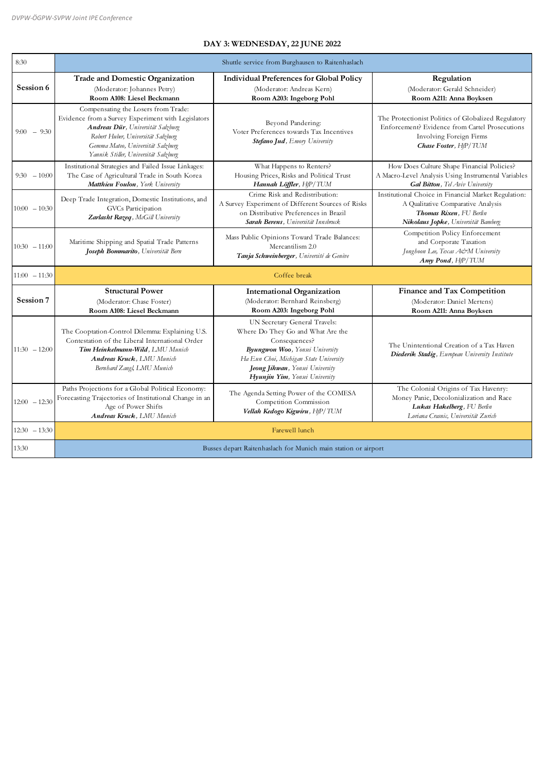## DAY 3: WEDNESDAY, 22 JUNE 2022

| | | | |
|---|---|---|---|
| 8:30 | Shuttle service from Burghausen to Raitenhaslach | | |
| **Session 6** | **Trade and Domestic Organization** (Moderator: Johannes Petry) **Room A108: Liesel Beckmann** | **Individual Preferences for Global Policy** (Moderator: Andreas Kern) **Room A203: Ingeborg Pohl** | **Regulation** (Moderator: Gerald Schneider) **Room A211: Anna Boyksen** |
| 9:00 – 9:30 | Compensating the Losers from Trade: Evidence from a Survey Experiment with Legislators ***Andreas Dür**, Universität Salzburg* *Robert Huber, Universität Salzburg* *Gemma Mateo, Universität Salzburg* *Yannik Stiller, Universität Salzburg* | Beyond Pandering: Voter Preferences towards Tax Incentives ***Stefano Jud**, Emory University* | The Protectionist Politics of Globalized Regulatory Enforcement? Evidence from Cartel Prosecutions Involving Foreign Firms ***Chase Foster**, HfP/TUM* |
| 9:30 – 10:00 | Institutional Strategies and Failed Issue Linkages: The Case of Agricultural Trade in South Korea ***Matthieu Foulon**, York University* | What Happens to Renters? Housing Prices, Risks and Political Trust ***Hannah Löffler**, HfP/TUM* | How Does Culture Shape Financial Policies? A Macro-Level Analysis Using Instrumental Variables ***Gal Bitton**, Tel Aviv University* |
| 10:00 – 10:30 | Deep Trade Integration, Domestic Institutions, and GVCs Participation ***Zarlasht Razeq**, McGill University* | Crime Risk and Redistribution: A Survey Experiment of Different Sources of Risks on Distributive Preferences in Brazil ***Sarah Berens**, Universität Innsbruck* | Institutional Choice in Financial Market Regulation: A Qualitative Comparative Analysis ***Thomas Rixen**, FU Berlin* ***Nikolaus Jopke**, Universität Bamberg* |
| 10:30 – 11:00 | Maritime Shipping and Spatial Trade Patterns ***Joseph Bommarito**, Universität Bern* | Mass Public Opinions Toward Trade Balances: Mercantilism 2.0 ***Tanja Schweinberger**, Université de Genève* | Competition Policy Enforcement and Corporate Taxation *Jonghoon Lee, Texas A&M University* ***Amy Pond**, HfP/TUM* |
| 11:00 – 11:30 | Coffee break | | |
| **Session 7** | **Structural Power** (Moderator: Chase Foster) **Room A108: Liesel Beckmann** | **International Organization** (Moderator: Bernhard Reinsberg) **Room A203: Ingeborg Pohl** | **Finance and Tax Competition** (Moderator: Daniel Mertens) **Room A211: Anna Boyksen** |
| 11:30 – 12:00 | The Cooptation-Control Dilemma: Explaining U.S. Contestation of the Liberal International Order ***Tim Heinkelmann-Wild**, LMU Munich* ***Andreas Kruck**, LMU Munich* *Bernhard Zangl, LMU Munich* | UN Secretary General Travels: Where Do They Go and What Are the Consequences? ***Byungwon Woo**, Yonsei University* *Ha Eun Choi, Michigan State University* ***Jeong Jihwan**, Yonsei University* ***Hyunjin Yim**, Yonsei University* | The Unintentional Creation of a Tax Haven ***Diederik Stadig**, European University Institute* |
| 12:00 – 12:30 | Paths Projections for a Global Political Economy: Forecasting Trajectories of Institutional Change in an Age of Power Shifts ***Andreas Kruck**, LMU Munich* | The Agenda Setting Power of the COMESA Competition Commission ***Vellah Kedogo Kigwiru**, HfP/TUM* | The Colonial Origins of Tax Havenry: Money Panic, Decolonialization and Race ***Lukas Hakelberg**, FU Berlin* *Loriana Crasnic, Universität Zurich* |
| 12:30 – 13:30 | Farewell lunch | | |
| 13:30 | Busses depart Raitenhaslach for Munich main station or airport | | |